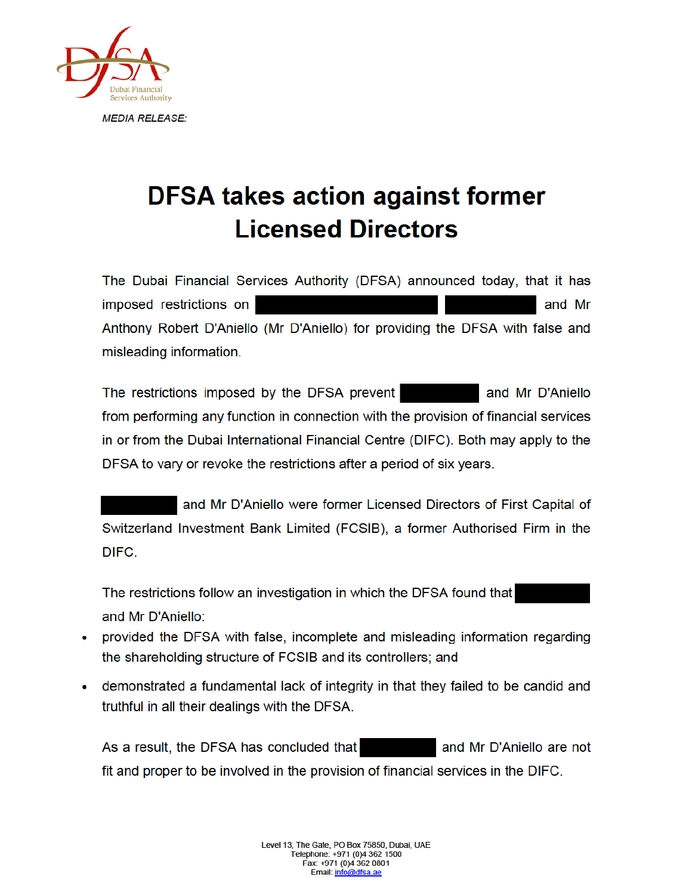*MEDIA RELEASE:*

# DFSA takes action against former Licensed Directors

The Dubai Financial Services Authority (DFSA) announced today, that it has imposed restrictions on ██████████ ██████ and Mr Anthony Robert D'Aniello (Mr D'Aniello) for providing the DFSA with false and misleading information.

The restrictions imposed by the DFSA prevent ██████ and Mr D'Aniello from performing any function in connection with the provision of financial services in or from the Dubai International Financial Centre (DIFC). Both may apply to the DFSA to vary or revoke the restrictions after a period of six years.

██████ and Mr D'Aniello were former Licensed Directors of First Capital of Switzerland Investment Bank Limited (FCSIB), a former Authorised Firm in the DIFC.

The restrictions follow an investigation in which the DFSA found that ██████ and Mr D'Aniello:

- provided the DFSA with false, incomplete and misleading information regarding the shareholding structure of FCSIB and its controllers; and
- demonstrated a fundamental lack of integrity in that they failed to be candid and truthful in all their dealings with the DFSA.

As a result, the DFSA has concluded that ██████ and Mr D'Aniello are not fit and proper to be involved in the provision of financial services in the DIFC.

Level 13, The Gate, PO Box 75850, Dubai, UAE
Telephone: +971 (0)4 362 1500
Fax: +971 (0)4 362 0801
Email: info@dfsa.ae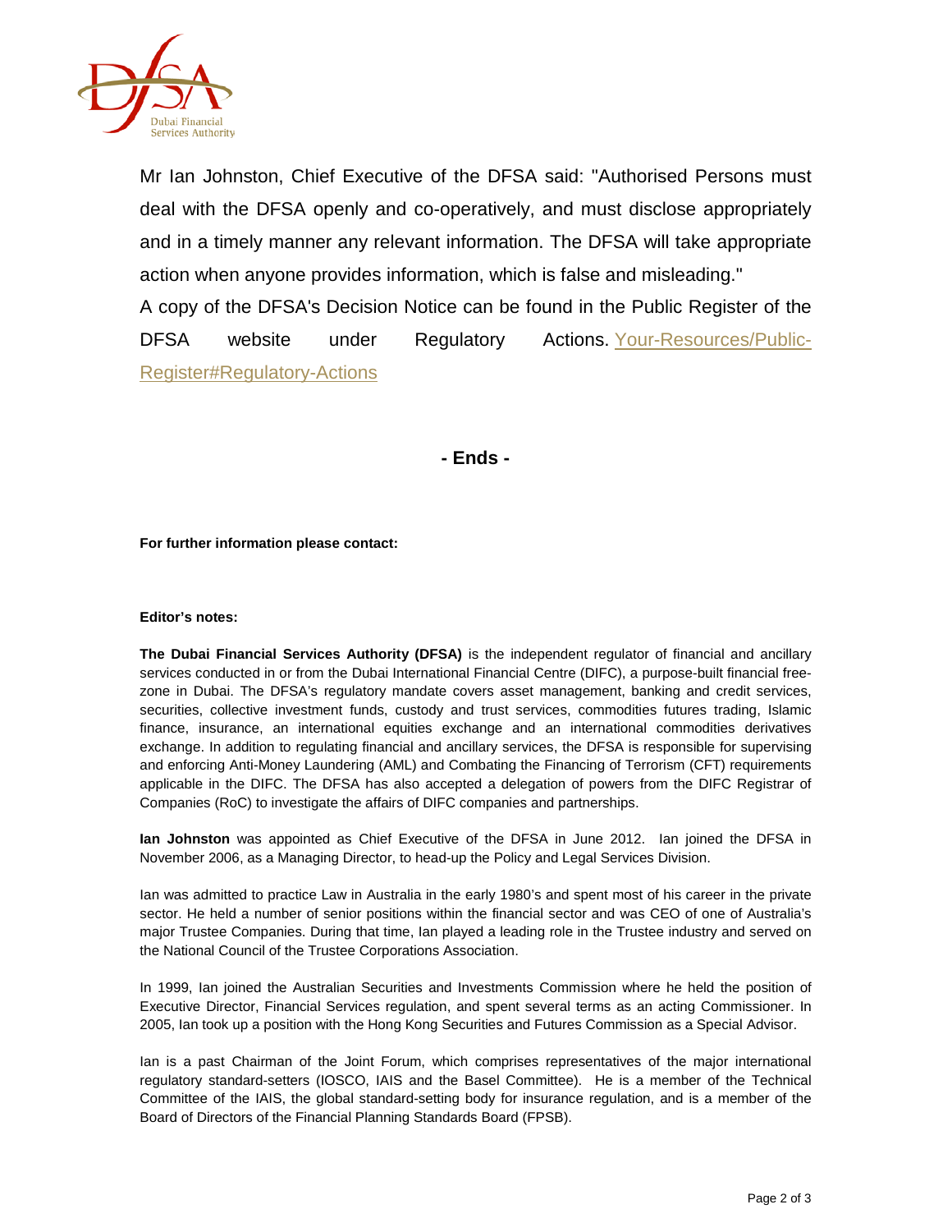Mr Ian Johnston, Chief Executive of the DFSA said: "Authorised Persons must deal with the DFSA openly and co-operatively, and must disclose appropriately and in a timely manner any relevant information. The DFSA will take appropriate action when anyone provides information, which is false and misleading."

A copy of the DFSA's Decision Notice can be found in the Public Register of the DFSA website under Regulatory Actions. Your-Resources/Public-Register#Regulatory-Actions

**- Ends -**

**For further information please contact:**

**Editor's notes:**

**The Dubai Financial Services Authority (DFSA)** is the independent regulator of financial and ancillary services conducted in or from the Dubai International Financial Centre (DIFC), a purpose-built financial free-zone in Dubai. The DFSA's regulatory mandate covers asset management, banking and credit services, securities, collective investment funds, custody and trust services, commodities futures trading, Islamic finance, insurance, an international equities exchange and an international commodities derivatives exchange. In addition to regulating financial and ancillary services, the DFSA is responsible for supervising and enforcing Anti-Money Laundering (AML) and Combating the Financing of Terrorism (CFT) requirements applicable in the DIFC. The DFSA has also accepted a delegation of powers from the DIFC Registrar of Companies (RoC) to investigate the affairs of DIFC companies and partnerships.

**Ian Johnston** was appointed as Chief Executive of the DFSA in June 2012. Ian joined the DFSA in November 2006, as a Managing Director, to head-up the Policy and Legal Services Division.

Ian was admitted to practice Law in Australia in the early 1980's and spent most of his career in the private sector. He held a number of senior positions within the financial sector and was CEO of one of Australia's major Trustee Companies. During that time, Ian played a leading role in the Trustee industry and served on the National Council of the Trustee Corporations Association.

In 1999, Ian joined the Australian Securities and Investments Commission where he held the position of Executive Director, Financial Services regulation, and spent several terms as an acting Commissioner. In 2005, Ian took up a position with the Hong Kong Securities and Futures Commission as a Special Advisor.

Ian is a past Chairman of the Joint Forum, which comprises representatives of the major international regulatory standard-setters (IOSCO, IAIS and the Basel Committee). He is a member of the Technical Committee of the IAIS, the global standard-setting body for insurance regulation, and is a member of the Board of Directors of the Financial Planning Standards Board (FPSB).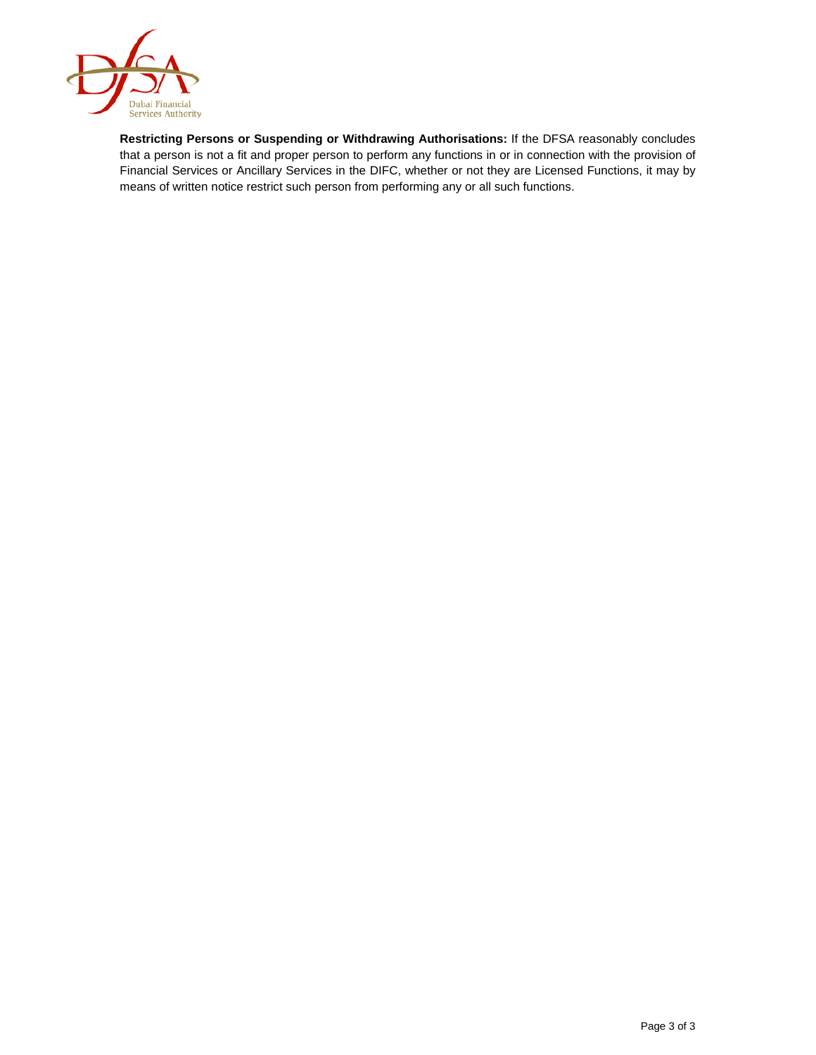**Restricting Persons or Suspending or Withdrawing Authorisations:** If the DFSA reasonably concludes that a person is not a fit and proper person to perform any functions in or in connection with the provision of Financial Services or Ancillary Services in the DIFC, whether or not they are Licensed Functions, it may by means of written notice restrict such person from performing any or all such functions.